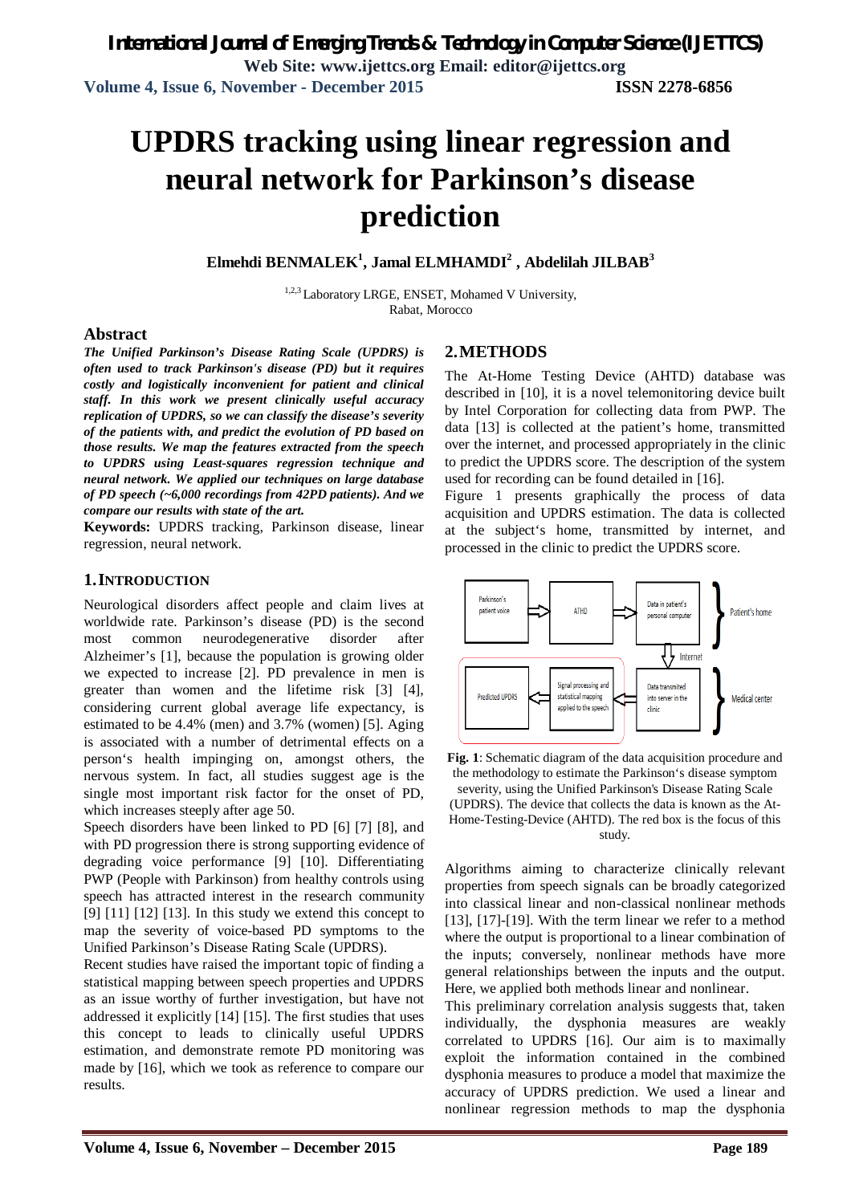# UPDRS tracking using linear regression and neural network for Parkinson's disease prediction

**Elmehdi BENMALEK[1], Jamal ELMHAMDI[2] , Abdelilah JILBAB[3]**

[1,2,3] Laboratory LRGE, ENSET, Mohamed V University, Rabat, Morocco

## Abstract

***The Unified Parkinson's Disease Rating Scale (UPDRS) is often used to track Parkinson's disease (PD) but it requires costly and logistically inconvenient for patient and clinical staff. In this work we present clinically useful accuracy replication of UPDRS, so we can classify the disease's severity of the patients with, and predict the evolution of PD based on those results. We map the features extracted from the speech to UPDRS using Least-squares regression technique and neural network. We applied our techniques on large database of PD speech (~6,000 recordings from 42PD patients). And we compare our results with state of the art.***

**Keywords:** UPDRS tracking, Parkinson disease, linear regression, neural network.

## 1. INTRODUCTION

Neurological disorders affect people and claim lives at worldwide rate. Parkinson's disease (PD) is the second most common neurodegenerative disorder after Alzheimer's [1], because the population is growing older we expected to increase [2]. PD prevalence in men is greater than women and the lifetime risk [3] [4], considering current global average life expectancy, is estimated to be 4.4% (men) and 3.7% (women) [5]. Aging is associated with a number of detrimental effects on a person's health impinging on, amongst others, the nervous system. In fact, all studies suggest age is the single most important risk factor for the onset of PD, which increases steeply after age 50.

Speech disorders have been linked to PD [6] [7] [8], and with PD progression there is strong supporting evidence of degrading voice performance [9] [10]. Differentiating PWP (People with Parkinson) from healthy controls using speech has attracted interest in the research community [9] [11] [12] [13]. In this study we extend this concept to map the severity of voice-based PD symptoms to the Unified Parkinson's Disease Rating Scale (UPDRS).

Recent studies have raised the important topic of finding a statistical mapping between speech properties and UPDRS as an issue worthy of further investigation, but have not addressed it explicitly [14] [15]. The first studies that uses this concept to leads to clinically useful UPDRS estimation, and demonstrate remote PD monitoring was made by [16], which we took as reference to compare our results.

## 2. METHODS

The At-Home Testing Device (AHTD) database was described in [10], it is a novel telemonitoring device built by Intel Corporation for collecting data from PWP. The data [13] is collected at the patient's home, transmitted over the internet, and processed appropriately in the clinic to predict the UPDRS score. The description of the system used for recording can be found detailed in [16].

Figure 1 presents graphically the process of data acquisition and UPDRS estimation. The data is collected at the subject's home, transmitted by internet, and processed in the clinic to predict the UPDRS score.

**Fig. 1**: Schematic diagram of the data acquisition procedure and the methodology to estimate the Parkinson's disease symptom severity, using the Unified Parkinson's Disease Rating Scale (UPDRS). The device that collects the data is known as the At-Home-Testing-Device (AHTD). The red box is the focus of this study.

Algorithms aiming to characterize clinically relevant properties from speech signals can be broadly categorized into classical linear and non-classical nonlinear methods [13], [17]-[19]. With the term linear we refer to a method where the output is proportional to a linear combination of the inputs; conversely, nonlinear methods have more general relationships between the inputs and the output. Here, we applied both methods linear and nonlinear.

This preliminary correlation analysis suggests that, taken individually, the dysphonia measures are weakly correlated to UPDRS [16]. Our aim is to maximally exploit the information contained in the combined dysphonia measures to produce a model that maximize the accuracy of UPDRS prediction. We used a linear and nonlinear regression methods to map the dysphonia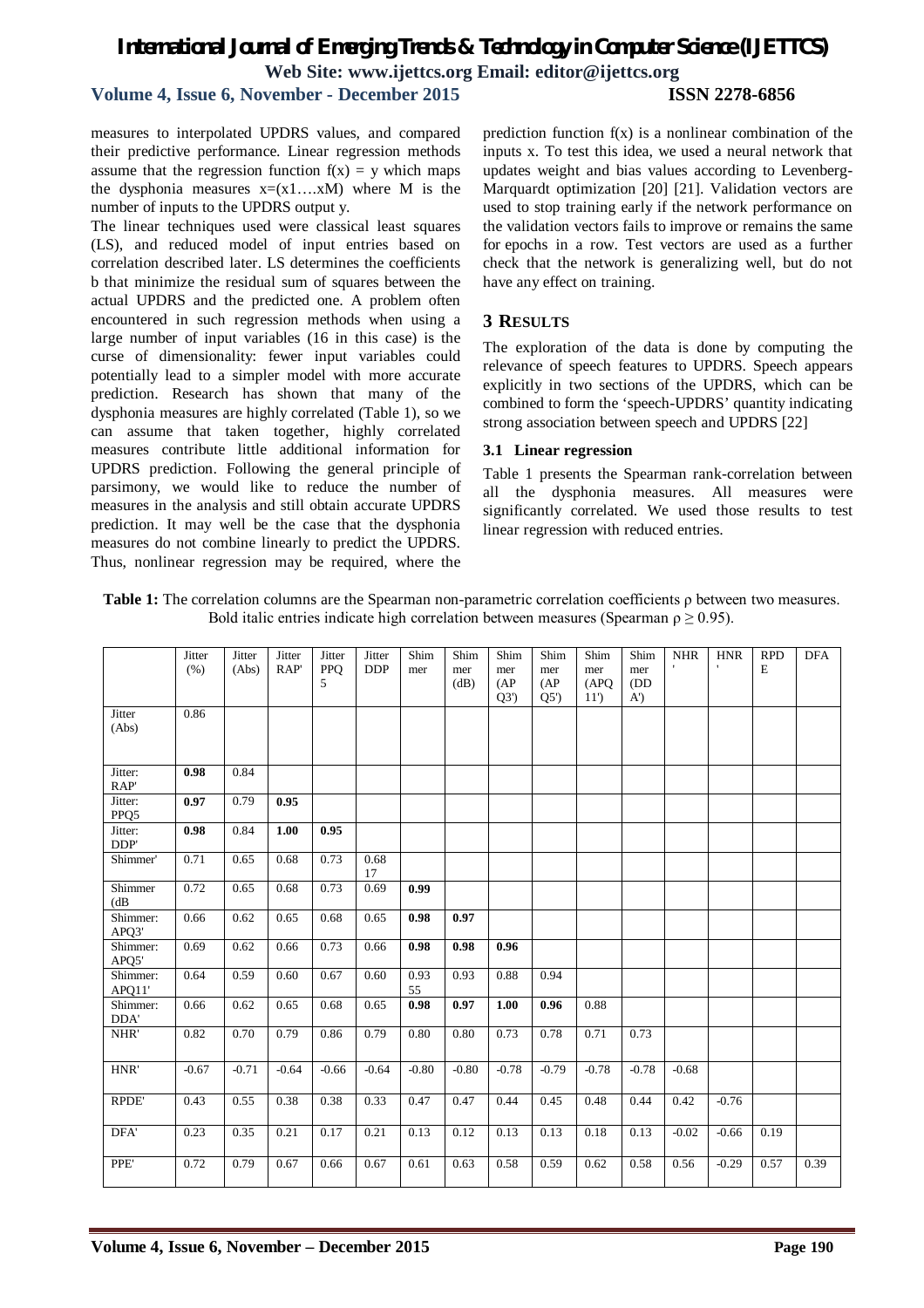measures to interpolated UPDRS values, and compared their predictive performance. Linear regression methods assume that the regression function $f(x) = y$ which maps the dysphonia measures $x=(x1….xM)$ where M is the number of inputs to the UPDRS output y.

The linear techniques used were classical least squares (LS), and reduced model of input entries based on correlation described later. LS determines the coefficients b that minimize the residual sum of squares between the actual UPDRS and the predicted one. A problem often encountered in such regression methods when using a large number of input variables (16 in this case) is the curse of dimensionality: fewer input variables could potentially lead to a simpler model with more accurate prediction. Research has shown that many of the dysphonia measures are highly correlated (Table 1), so we can assume that taken together, highly correlated measures contribute little additional information for UPDRS prediction. Following the general principle of parsimony, we would like to reduce the number of measures in the analysis and still obtain accurate UPDRS prediction. It may well be the case that the dysphonia measures do not combine linearly to predict the UPDRS. Thus, nonlinear regression may be required, where the prediction function $f(x)$ is a nonlinear combination of the inputs x. To test this idea, we used a neural network that updates weight and bias values according to Levenberg-Marquardt optimization [20] [21]. Validation vectors are used to stop training early if the network performance on the validation vectors fails to improve or remains the same for epochs in a row. Test vectors are used as a further check that the network is generalizing well, but do not have any effect on training.

## 3 RESULTS

The exploration of the data is done by computing the relevance of speech features to UPDRS. Speech appears explicitly in two sections of the UPDRS, which can be combined to form the 'speech-UPDRS' quantity indicating strong association between speech and UPDRS [22]

### 3.1 Linear regression

Table 1 presents the Spearman rank-correlation between all the dysphonia measures. All measures were significantly correlated. We used those results to test linear regression with reduced entries.

**Table 1:** The correlation columns are the Spearman non-parametric correlation coefficients ρ between two measures. Bold italic entries indicate high correlation between measures (Spearman $\rho \geq 0.95$).

| | Jitter (%) | Jitter (Abs) | Jitter RAP' | Jitter PPQ5 | Jitter DDP | Shimmer | Shimmer (dB) | Shimmer (APQ3') | Shimmer (APQ5') | Shimmer (APQ11') | Shimmer (DDA') | NHR' | HNR' | RPDE | DFA |
|---|---|---|---|---|---|---|---|---|---|---|---|---|---|---|---|
| Jitter (Abs) | 0.86 | | | | | | | | | | | | | | |
| Jitter: RAP' | **0.98** | 0.84 | | | | | | | | | | | | | |
| Jitter: PPQ5 | **0.97** | 0.79 | **0.95** | | | | | | | | | | | | |
| Jitter: DDP' | **0.98** | 0.84 | **1.00** | **0.95** | | | | | | | | | | | |
| Shimmer' | 0.71 | 0.65 | 0.68 | 0.73 | 0.6817 | | | | | | | | | | |
| Shimmer (dB | 0.72 | 0.65 | 0.68 | 0.73 | 0.69 | **0.99** | | | | | | | | | |
| Shimmer: APQ3' | 0.66 | 0.62 | 0.65 | 0.68 | 0.65 | **0.98** | **0.97** | | | | | | | | |
| Shimmer: APQ5' | 0.69 | 0.62 | 0.66 | 0.73 | 0.66 | **0.98** | **0.98** | **0.96** | | | | | | | |
| Shimmer: APQ11' | 0.64 | 0.59 | 0.60 | 0.67 | 0.60 | 0.9355 | 0.93 | 0.88 | 0.94 | | | | | | |
| Shimmer: DDA' | 0.66 | 0.62 | 0.65 | 0.68 | 0.65 | **0.98** | **0.97** | **1.00** | **0.96** | 0.88 | | | | | |
| NHR' | 0.82 | 0.70 | 0.79 | 0.86 | 0.79 | 0.80 | 0.80 | 0.73 | 0.78 | 0.71 | 0.73 | | | | |
| HNR' | -0.67 | -0.71 | -0.64 | -0.66 | -0.64 | -0.80 | -0.80 | -0.78 | -0.79 | -0.78 | -0.78 | -0.68 | | | |
| RPDE' | 0.43 | 0.55 | 0.38 | 0.38 | 0.33 | 0.47 | 0.47 | 0.44 | 0.45 | 0.48 | 0.44 | 0.42 | -0.76 | | |
| DFA' | 0.23 | 0.35 | 0.21 | 0.17 | 0.21 | 0.13 | 0.12 | 0.13 | 0.13 | 0.18 | 0.13 | -0.02 | -0.66 | 0.19 | |
| PPE' | 0.72 | 0.79 | 0.67 | 0.66 | 0.67 | 0.61 | 0.63 | 0.58 | 0.59 | 0.62 | 0.58 | 0.56 | -0.29 | 0.57 | 0.39 |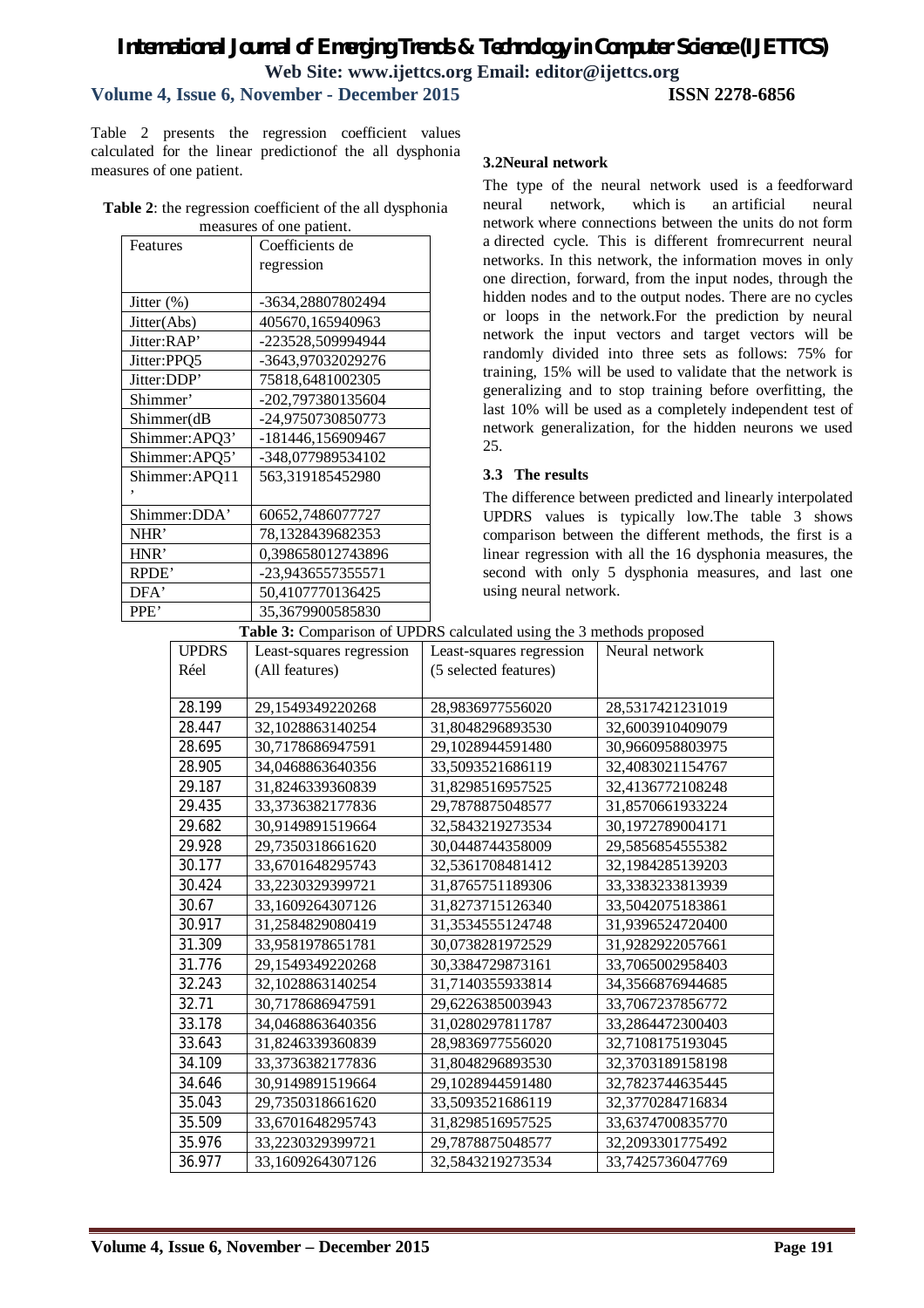Table 2 presents the regression coefficient values calculated for the linear predictionof the all dysphonia measures of one patient.

**Table 2**: the regression coefficient of the all dysphonia measures of one patient.

| Features | Coefficients de regression |
|---|---|
| Jitter (%) | -3634,28807802494 |
| Jitter(Abs) | 405670,165940963 |
| Jitter:RAP' | -223528,509994944 |
| Jitter:PPQ5 | -3643,97032029276 |
| Jitter:DDP' | 75818,6481002305 |
| Shimmer' | -202,797380135604 |
| Shimmer(dB | -24,9750730850773 |
| Shimmer:APQ3' | -181446,156909467 |
| Shimmer:APQ5' | -348,077989534102 |
| Shimmer:APQ11 ' | 563,319185452980 |
| Shimmer:DDA' | 60652,7486077727 |
| NHR' | 78,1328439682353 |
| HNR' | 0,398658012743896 |
| RPDE' | -23,9436557355571 |
| DFA' | 50,4107770136425 |
| PPE' | 35,3679900585830 |

### 3.2Neural network

The type of the neural network used is a feedforward neural network, which is an artificial neural network where connections between the units do not form a directed cycle. This is different fromrecurrent neural networks. In this network, the information moves in only one direction, forward, from the input nodes, through the hidden nodes and to the output nodes. There are no cycles or loops in the network.For the prediction by neural network the input vectors and target vectors will be randomly divided into three sets as follows: 75% for training, 15% will be used to validate that the network is generalizing and to stop training before overfitting, the last 10% will be used as a completely independent test of network generalization, for the hidden neurons we used 25.

### 3.3 The results

The difference between predicted and linearly interpolated UPDRS values is typically low.The table 3 shows comparison between the different methods, the first is a linear regression with all the 16 dysphonia measures, the second with only 5 dysphonia measures, and last one using neural network.

**Table 3:** Comparison of UPDRS calculated using the 3 methods proposed

| UPDRS Réel | Least-squares regression (All features) | Least-squares regression (5 selected features) | Neural network |
|---|---|---|---|
| 28.199 | 29,1549349220268 | 28,9836977556020 | 28,5317421231019 |
| 28.447 | 32,1028863140254 | 31,8048296893530 | 32,6003910409079 |
| 28.695 | 30,7178686947591 | 29,1028944591480 | 30,9660958803975 |
| 28.905 | 34,0468863640356 | 33,5093521686119 | 32,4083021154767 |
| 29.187 | 31,8246339360839 | 31,8298516957525 | 32,4136772108248 |
| 29.435 | 33,3736382177836 | 29,7878875048577 | 31,8570661933224 |
| 29.682 | 30,9149891519664 | 32,5843219273534 | 30,1972789004171 |
| 29.928 | 29,7350318661620 | 30,0448744358009 | 29,5856854555382 |
| 30.177 | 33,6701648295743 | 32,5361708481412 | 32,1984285139203 |
| 30.424 | 33,2230329399721 | 31,8765751189306 | 33,3383233813939 |
| 30.67 | 33,1609264307126 | 31,8273715126340 | 33,5042075183861 |
| 30.917 | 31,2584829080419 | 31,3534555124748 | 31,9396524720400 |
| 31.309 | 33,9581978651781 | 30,0738281972529 | 31,9282922057661 |
| 31.776 | 29,1549349220268 | 30,3384729873161 | 33,7065002958403 |
| 32.243 | 32,1028863140254 | 31,7140355933814 | 34,3566876944685 |
| 32.71 | 30,7178686947591 | 29,6226385003943 | 33,7067237856772 |
| 33.178 | 34,0468863640356 | 31,0280297811787 | 33,2864472300403 |
| 33.643 | 31,8246339360839 | 28,9836977556020 | 32,7108175193045 |
| 34.109 | 33,3736382177836 | 31,8048296893530 | 32,3703189158198 |
| 34.646 | 30,9149891519664 | 29,1028944591480 | 32,7823744635445 |
| 35.043 | 29,7350318661620 | 33,5093521686119 | 32,3770284716834 |
| 35.509 | 33,6701648295743 | 31,8298516957525 | 33,6374700835770 |
| 35.976 | 33,2230329399721 | 29,7878875048577 | 32,2093301775492 |
| 36.977 | 33,1609264307126 | 32,5843219273534 | 33,7425736047769 |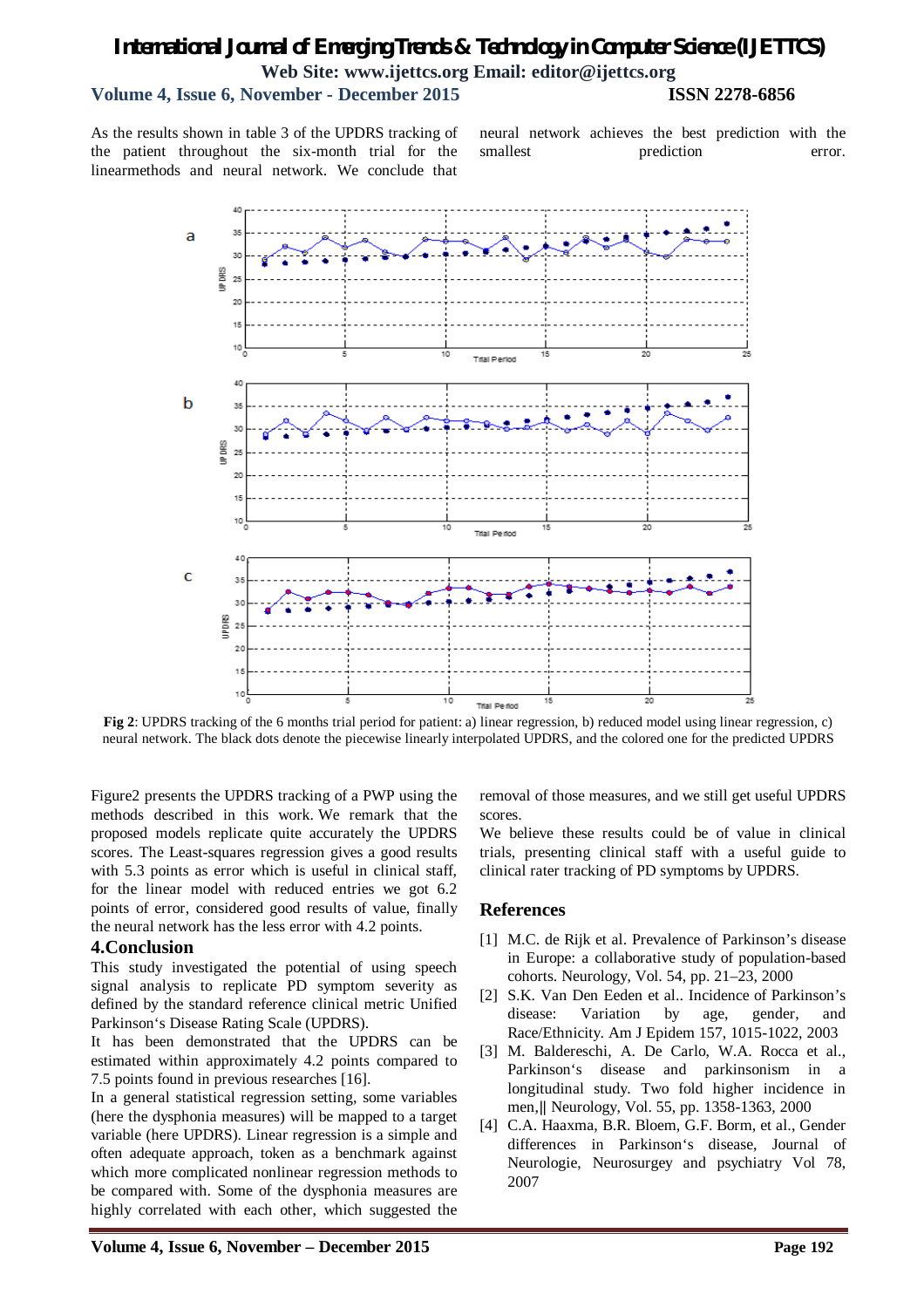As the results shown in table 3 of the UPDRS tracking of the patient throughout the six-month trial for the linearmethods and neural network. We conclude that neural network achieves the best prediction with the smallest prediction error.

**Fig 2**: UPDRS tracking of the 6 months trial period for patient: a) linear regression, b) reduced model using linear regression, c) neural network. The black dots denote the piecewise linearly interpolated UPDRS, and the colored one for the predicted UPDRS

Figure2 presents the UPDRS tracking of a PWP using the methods described in this work. We remark that the proposed models replicate quite accurately the UPDRS scores. The Least-squares regression gives a good results with 5.3 points as error which is useful in clinical staff, for the linear model with reduced entries we got 6.2 points of error, considered good results of value, finally the neural network has the less error with 4.2 points.

## 4.Conclusion

This study investigated the potential of using speech signal analysis to replicate PD symptom severity as defined by the standard reference clinical metric Unified Parkinson's Disease Rating Scale (UPDRS).

It has been demonstrated that the UPDRS can be estimated within approximately 4.2 points compared to 7.5 points found in previous researches [16].

In a general statistical regression setting, some variables (here the dysphonia measures) will be mapped to a target variable (here UPDRS). Linear regression is a simple and often adequate approach, token as a benchmark against which more complicated nonlinear regression methods to be compared with. Some of the dysphonia measures are highly correlated with each other, which suggested the removal of those measures, and we still get useful UPDRS scores.

We believe these results could be of value in clinical trials, presenting clinical staff with a useful guide to clinical rater tracking of PD symptoms by UPDRS.

## References

[1] M.C. de Rijk et al. Prevalence of Parkinson's disease in Europe: a collaborative study of population-based cohorts. Neurology, Vol. 54, pp. 21–23, 2000

[2] S.K. Van Den Eeden et al.. Incidence of Parkinson's disease: Variation by age, gender, and Race/Ethnicity. Am J Epidem 157, 1015-1022, 2003

[3] M. Baldereschi, A. De Carlo, W.A. Rocca et al., Parkinson's disease and parkinsonism in a longitudinal study. Two fold higher incidence in men,‖ Neurology, Vol. 55, pp. 1358-1363, 2000

[4] C.A. Haaxma, B.R. Bloem, G.F. Borm, et al., Gender differences in Parkinson's disease, Journal of Neurologie, Neurosurgey and psychiatry Vol 78, 2007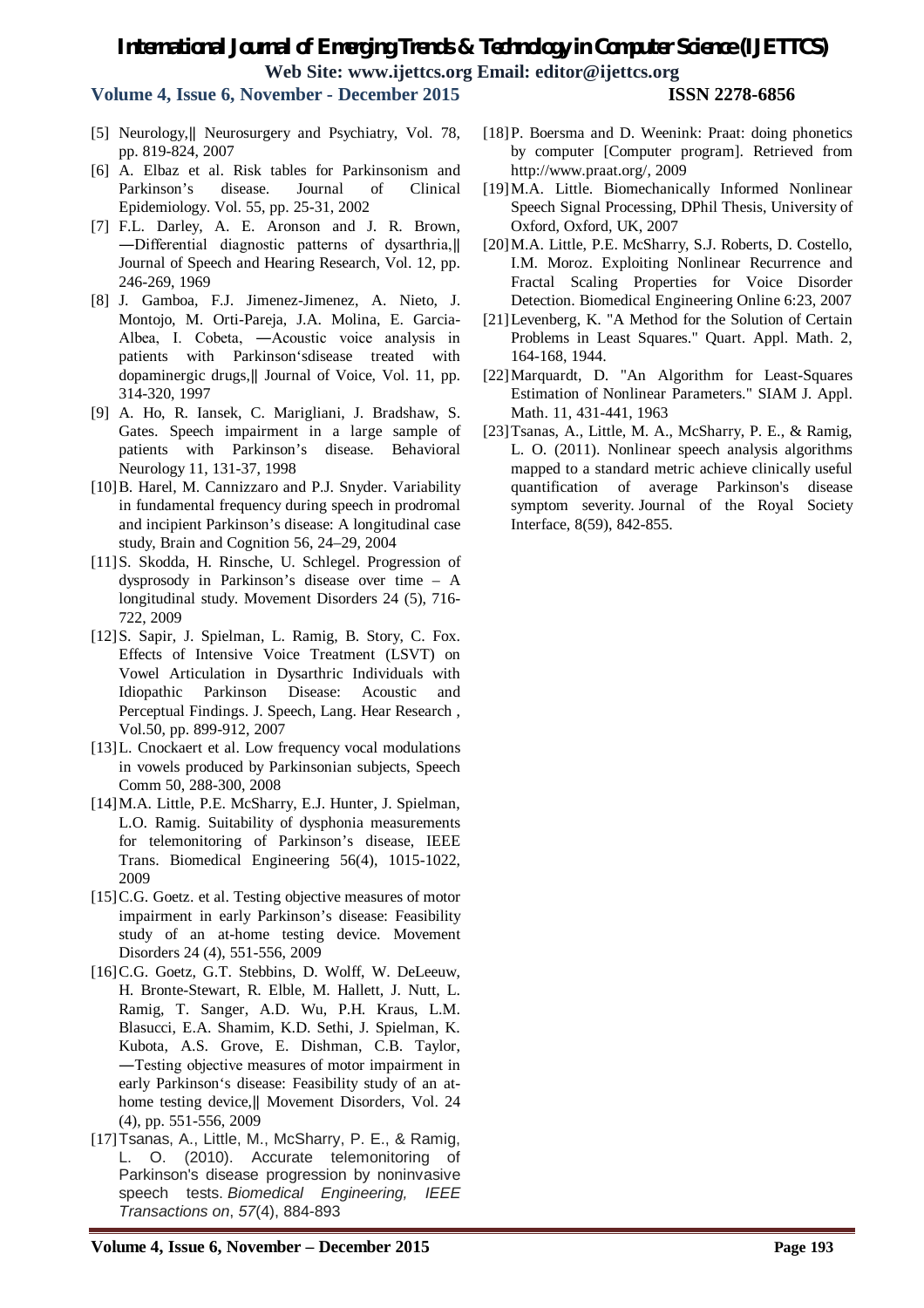[5] Neurology,‖ Neurosurgery and Psychiatry, Vol. 78, pp. 819-824, 2007

[6] A. Elbaz et al. Risk tables for Parkinsonism and Parkinson's disease. Journal of Clinical Epidemiology. Vol. 55, pp. 25-31, 2002

[7] F.L. Darley, A. E. Aronson and J. R. Brown, ―Differential diagnostic patterns of dysarthria,‖ Journal of Speech and Hearing Research, Vol. 12, pp. 246-269, 1969

[8] J. Gamboa, F.J. Jimenez-Jimenez, A. Nieto, J. Montojo, M. Orti-Pareja, J.A. Molina, E. Garcia-Albea, I. Cobeta, ―Acoustic voice analysis in patients with Parkinson'sdisease treated with dopaminergic drugs,‖ Journal of Voice, Vol. 11, pp. 314-320, 1997

[9] A. Ho, R. Iansek, C. Marigliani, J. Bradshaw, S. Gates. Speech impairment in a large sample of patients with Parkinson's disease. Behavioral Neurology 11, 131-37, 1998

[10] B. Harel, M. Cannizzaro and P.J. Snyder. Variability in fundamental frequency during speech in prodromal and incipient Parkinson's disease: A longitudinal case study, Brain and Cognition 56, 24–29, 2004

[11] S. Skodda, H. Rinsche, U. Schlegel. Progression of dysprosody in Parkinson's disease over time – A longitudinal study. Movement Disorders 24 (5), 716-722, 2009

[12] S. Sapir, J. Spielman, L. Ramig, B. Story, C. Fox. Effects of Intensive Voice Treatment (LSVT) on Vowel Articulation in Dysarthric Individuals with Idiopathic Parkinson Disease: Acoustic and Perceptual Findings. J. Speech, Lang. Hear Research , Vol.50, pp. 899-912, 2007

[13] L. Cnockaert et al. Low frequency vocal modulations in vowels produced by Parkinsonian subjects, Speech Comm 50, 288-300, 2008

[14] M.A. Little, P.E. McSharry, E.J. Hunter, J. Spielman, L.O. Ramig. Suitability of dysphonia measurements for telemonitoring of Parkinson's disease, IEEE Trans. Biomedical Engineering 56(4), 1015-1022, 2009

[15] C.G. Goetz. et al. Testing objective measures of motor impairment in early Parkinson's disease: Feasibility study of an at-home testing device. Movement Disorders 24 (4), 551-556, 2009

[16] C.G. Goetz, G.T. Stebbins, D. Wolff, W. DeLeeuw, H. Bronte-Stewart, R. Elble, M. Hallett, J. Nutt, L. Ramig, T. Sanger, A.D. Wu, P.H. Kraus, L.M. Blasucci, E.A. Shamim, K.D. Sethi, J. Spielman, K. Kubota, A.S. Grove, E. Dishman, C.B. Taylor, ―Testing objective measures of motor impairment in early Parkinson's disease: Feasibility study of an at-home testing device,‖ Movement Disorders, Vol. 24 (4), pp. 551-556, 2009

[17] Tsanas, A., Little, M., McSharry, P. E., & Ramig, L. O. (2010). Accurate telemonitoring of Parkinson's disease progression by noninvasive speech tests. *Biomedical Engineering, IEEE Transactions on*, *57*(4), 884-893

[18] P. Boersma and D. Weenink: Praat: doing phonetics by computer [Computer program]. Retrieved from http://www.praat.org/, 2009

[19] M.A. Little. Biomechanically Informed Nonlinear Speech Signal Processing, DPhil Thesis, University of Oxford, Oxford, UK, 2007

[20] M.A. Little, P.E. McSharry, S.J. Roberts, D. Costello, I.M. Moroz. Exploiting Nonlinear Recurrence and Fractal Scaling Properties for Voice Disorder Detection. Biomedical Engineering Online 6:23, 2007

[21] Levenberg, K. "A Method for the Solution of Certain Problems in Least Squares." Quart. Appl. Math. 2, 164-168, 1944.

[22] Marquardt, D. "An Algorithm for Least-Squares Estimation of Nonlinear Parameters." SIAM J. Appl. Math. 11, 431-441, 1963

[23] Tsanas, A., Little, M. A., McSharry, P. E., & Ramig, L. O. (2011). Nonlinear speech analysis algorithms mapped to a standard metric achieve clinically useful quantification of average Parkinson's disease symptom severity. Journal of the Royal Society Interface, 8(59), 842-855.